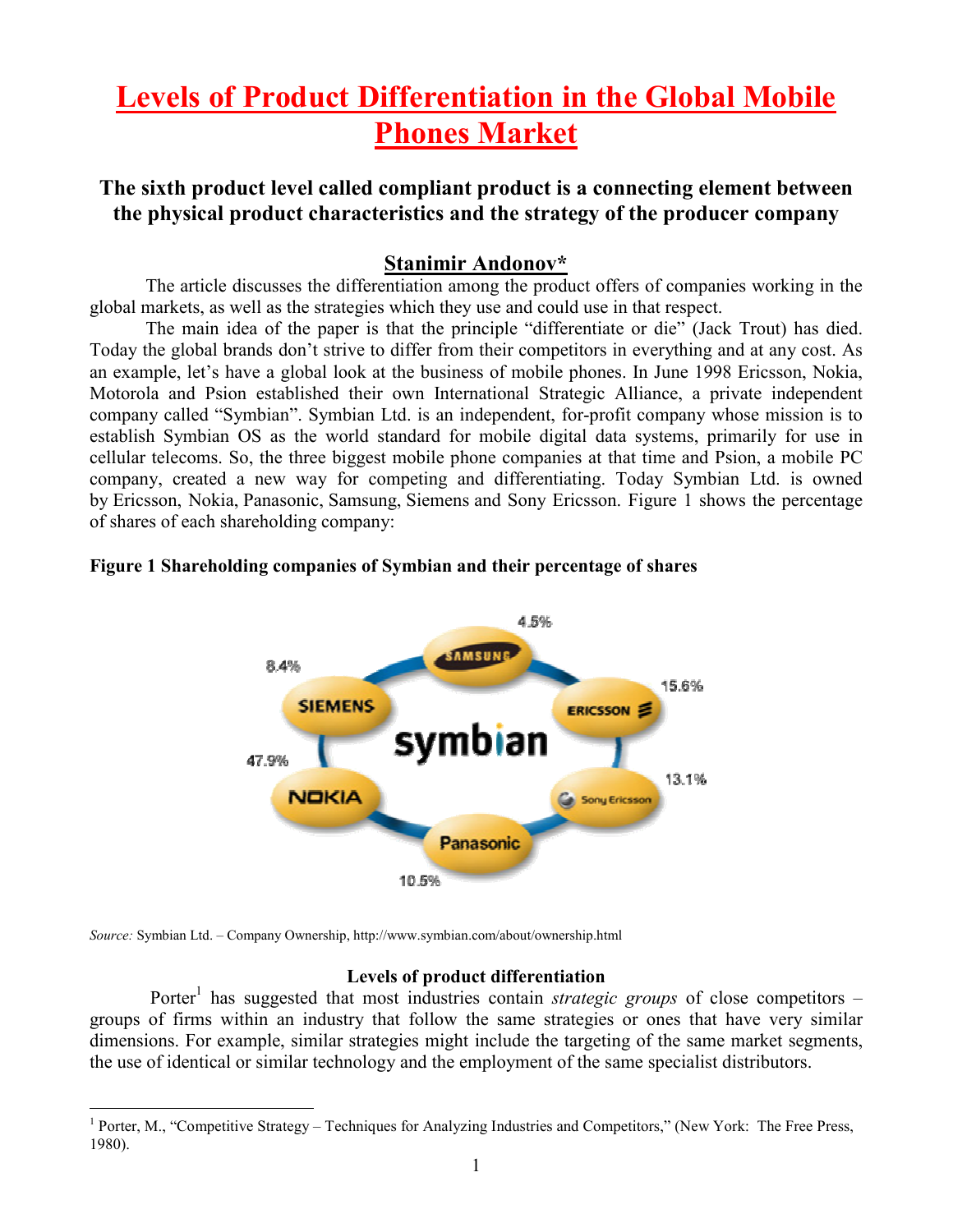# Levels of Product Differentiation in the Global Mobile Phones Market

## The sixth product level called compliant product is a connecting element between the physical product characteristics and the strategy of the producer company

**Stanimir Andonov***

The article discusses the differentiation among the product offers of companies working in the global markets, as well as the strategies which they use and could use in that respect.

The main idea of the paper is that the principle "differentiate or die" (Jack Trout) has died. Today the global brands don't strive to differ from their competitors in everything and at any cost. As an example, let's have a global look at the business of mobile phones. In June 1998 Ericsson, Nokia, Motorola and Psion established their own International Strategic Alliance, a private independent company called "Symbian". Symbian Ltd. is an independent, for-profit company whose mission is to establish Symbian OS as the world standard for mobile digital data systems, primarily for use in cellular telecoms. So, the three biggest mobile phone companies at that time and Psion, a mobile PC company, created a new way for competing and differentiating. Today Symbian Ltd. is owned by Ericsson, Nokia, Panasonic, Samsung, Siemens and Sony Ericsson. Figure 1 shows the percentage of shares of each shareholding company:

**Figure 1 Shareholding companies of Symbian and their percentage of shares**

| Company | Share |
|---|---|
| Samsung | 4.5% |
| Ericsson | 15.6% |
| Sony Ericsson | 13.1% |
| Panasonic | 10.5% |
| Nokia | 47.9% |
| Siemens | 8.4% |

*Source:* Symbian Ltd. – Company Ownership, http://www.symbian.com/about/ownership.html

### Levels of product differentiation

Porter[1] has suggested that most industries contain *strategic groups* of close competitors – groups of firms within an industry that follow the same strategies or ones that have very similar dimensions. For example, similar strategies might include the targeting of the same market segments, the use of identical or similar technology and the employment of the same specialist distributors.

[1] Porter, M., "Competitive Strategy – Techniques for Analyzing Industries and Competitors," (New York: The Free Press, 1980).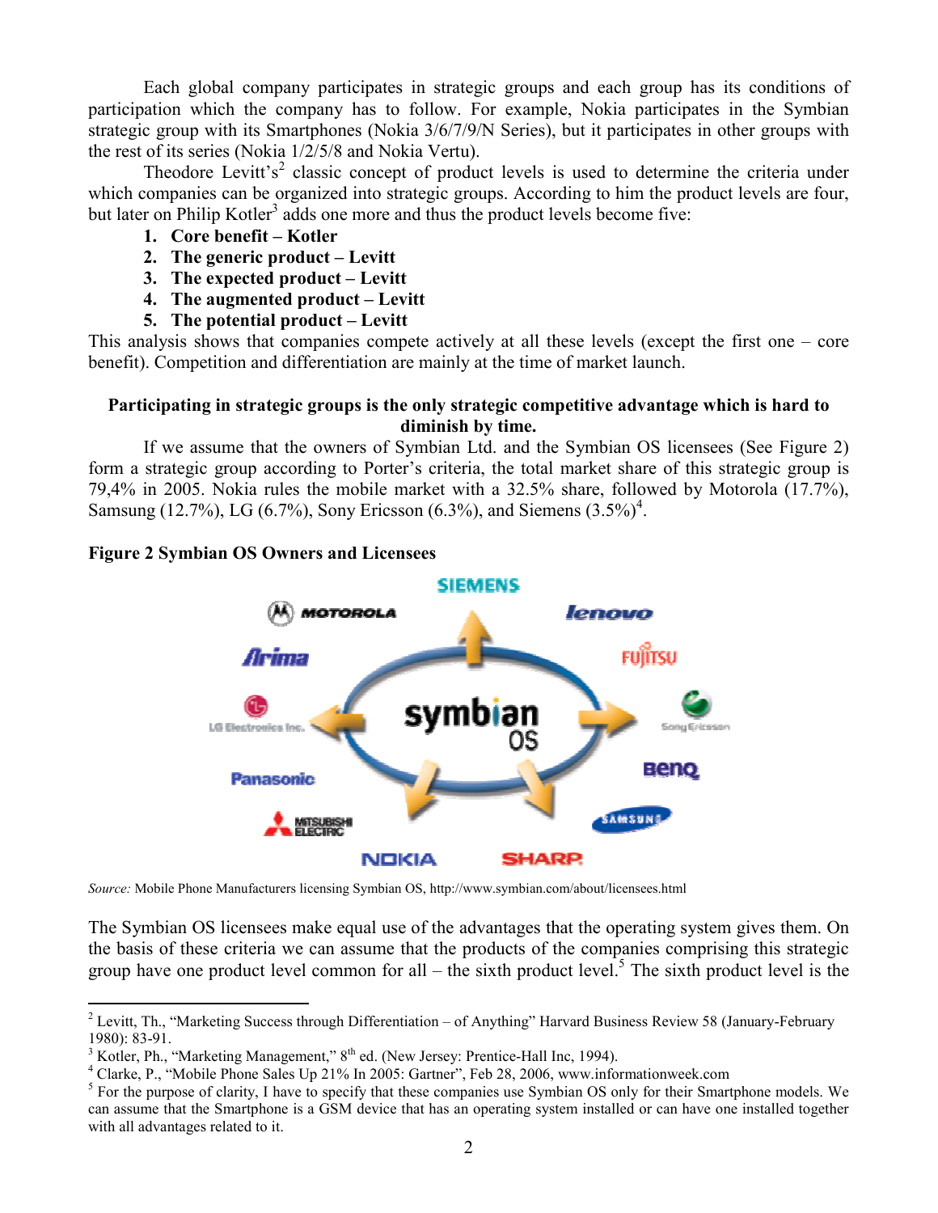Each global company participates in strategic groups and each group has its conditions of participation which the company has to follow. For example, Nokia participates in the Symbian strategic group with its Smartphones (Nokia 3/6/7/9/N Series), but it participates in other groups with the rest of its series (Nokia 1/2/5/8 and Nokia Vertu).

Theodore Levitt's[2] classic concept of product levels is used to determine the criteria under which companies can be organized into strategic groups. According to him the product levels are four, but later on Philip Kotler[3] adds one more and thus the product levels become five:

1. **Core benefit – Kotler**
2. **The generic product – Levitt**
3. **The expected product – Levitt**
4. **The augmented product – Levitt**
5. **The potential product – Levitt**

This analysis shows that companies compete actively at all these levels (except the first one – core benefit). Competition and differentiation are mainly at the time of market launch.

**Participating in strategic groups is the only strategic competitive advantage which is hard to diminish by time.**

If we assume that the owners of Symbian Ltd. and the Symbian OS licensees (See Figure 2) form a strategic group according to Porter's criteria, the total market share of this strategic group is 79,4% in 2005. Nokia rules the mobile market with a 32.5% share, followed by Motorola (17.7%), Samsung (12.7%), LG (6.7%), Sony Ericsson (6.3%), and Siemens (3.5%)[4].

**Figure 2 Symbian OS Owners and Licensees**

*Source:* Mobile Phone Manufacturers licensing Symbian OS, http://www.symbian.com/about/licensees.html

The Symbian OS licensees make equal use of the advantages that the operating system gives them. On the basis of these criteria we can assume that the products of the companies comprising this strategic group have one product level common for all – the sixth product level.[5] The sixth product level is the

---

[2] Levitt, Th., "Marketing Success through Differentiation – of Anything" Harvard Business Review 58 (January-February 1980): 83-91.

[3] Kotler, Ph., "Marketing Management," 8th ed. (New Jersey: Prentice-Hall Inc, 1994).

[4] Clarke, P., "Mobile Phone Sales Up 21% In 2005: Gartner", Feb 28, 2006, www.informationweek.com

[5] For the purpose of clarity, I have to specify that these companies use Symbian OS only for their Smartphone models. We can assume that the Smartphone is a GSM device that has an operating system installed or can have one installed together with all advantages related to it.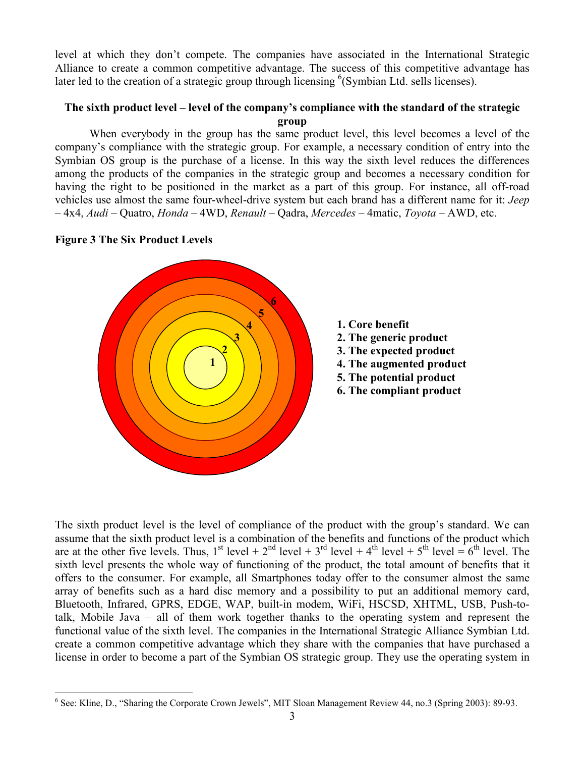level at which they don't compete. The companies have associated in the International Strategic Alliance to create a common competitive advantage. The success of this competitive advantage has later led to the creation of a strategic group through licensing [6](Symbian Ltd. sells licenses).

### The sixth product level – level of the company's compliance with the standard of the strategic group

When everybody in the group has the same product level, this level becomes a level of the company's compliance with the strategic group. For example, a necessary condition of entry into the Symbian OS group is the purchase of a license. In this way the sixth level reduces the differences among the products of the companies in the strategic group and becomes a necessary condition for having the right to be positioned in the market as a part of this group. For instance, all off-road vehicles use almost the same four-wheel-drive system but each brand has a different name for it: *Jeep* – 4x4, *Audi* – Quatro, *Honda* – 4WD, *Renault* – Qadra, *Mercedes* – 4matic, *Toyota* – AWD, etc.

**Figure 3 The Six Product Levels**

**1. Core benefit**
**2. The generic product**
**3. The expected product**
**4. The augmented product**
**5. The potential product**
**6. The compliant product**

The sixth product level is the level of compliance of the product with the group's standard. We can assume that the sixth product level is a combination of the benefits and functions of the product which are at the other five levels. Thus, 1$^{st}$ level + 2$^{nd}$ level + 3$^{rd}$ level + 4$^{th}$ level + 5$^{th}$ level = 6$^{th}$ level. The sixth level presents the whole way of functioning of the product, the total amount of benefits that it offers to the consumer. For example, all Smartphones today offer to the consumer almost the same array of benefits such as a hard disc memory and a possibility to put an additional memory card, Bluetooth, Infrared, GPRS, EDGE, WAP, built-in modem, WiFi, HSCSD, XHTML, USB, Push-to-talk, Mobile Java – all of them work together thanks to the operating system and represent the functional value of the sixth level. The companies in the International Strategic Alliance Symbian Ltd. create a common competitive advantage which they share with the companies that have purchased a license in order to become a part of the Symbian OS strategic group. They use the operating system in

[6] See: Kline, D., "Sharing the Corporate Crown Jewels", MIT Sloan Management Review 44, no.3 (Spring 2003): 89-93.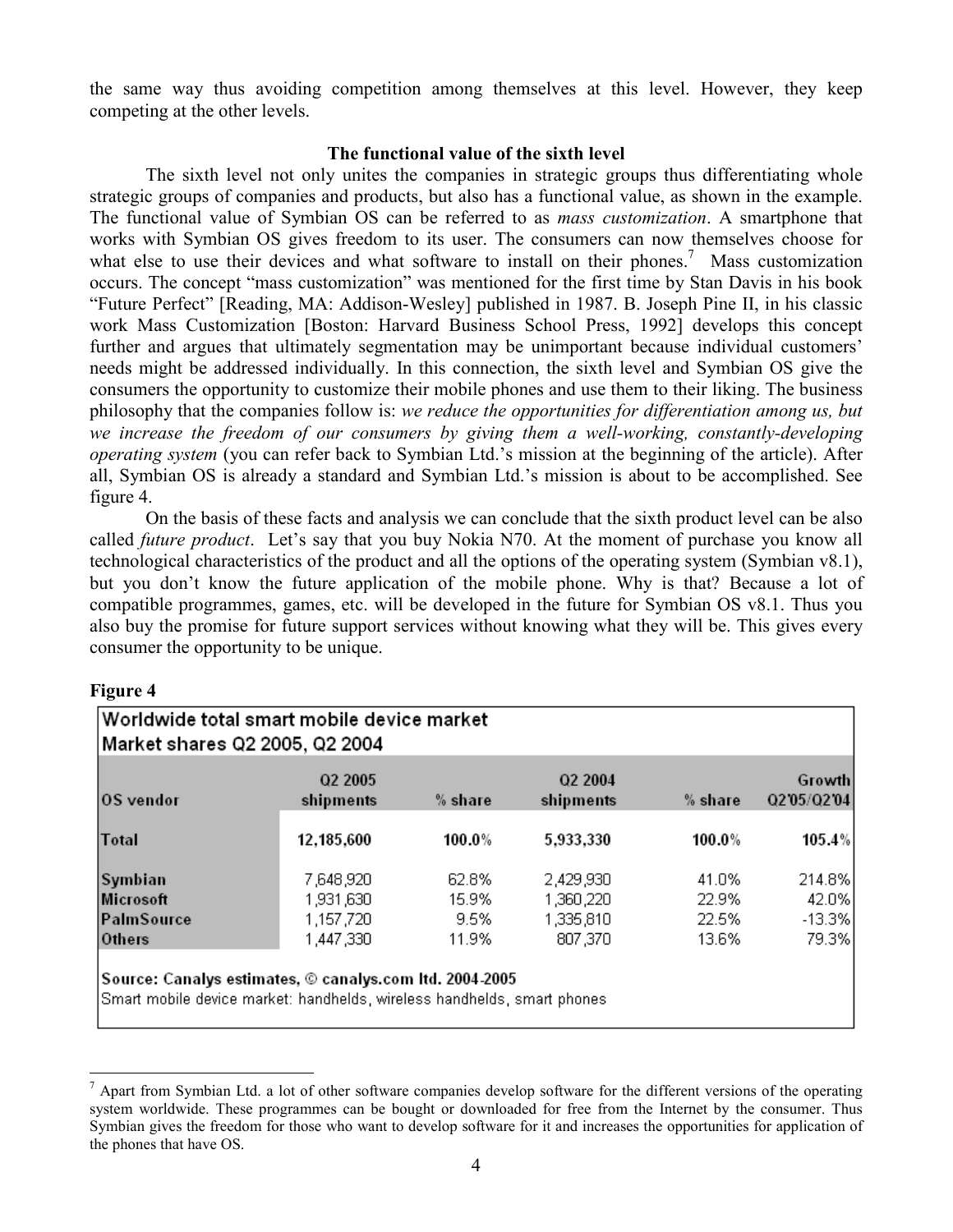the same way thus avoiding competition among themselves at this level. However, they keep competing at the other levels.

**The functional value of the sixth level**

The sixth level not only unites the companies in strategic groups thus differentiating whole strategic groups of companies and products, but also has a functional value, as shown in the example. The functional value of Symbian OS can be referred to as *mass customization*. A smartphone that works with Symbian OS gives freedom to its user. The consumers can now themselves choose for what else to use their devices and what software to install on their phones.[7] Mass customization occurs. The concept "mass customization" was mentioned for the first time by Stan Davis in his book "Future Perfect" [Reading, MA: Addison-Wesley] published in 1987. B. Joseph Pine II, in his classic work Mass Customization [Boston: Harvard Business School Press, 1992] develops this concept further and argues that ultimately segmentation may be unimportant because individual customers' needs might be addressed individually. In this connection, the sixth level and Symbian OS give the consumers the opportunity to customize their mobile phones and use them to their liking. The business philosophy that the companies follow is: *we reduce the opportunities for differentiation among us, but we increase the freedom of our consumers by giving them a well-working, constantly-developing operating system* (you can refer back to Symbian Ltd.'s mission at the beginning of the article). After all, Symbian OS is already a standard and Symbian Ltd.'s mission is about to be accomplished. See figure 4.

On the basis of these facts and analysis we can conclude that the sixth product level can be also called *future product*. Let's say that you buy Nokia N70. At the moment of purchase you know all technological characteristics of the product and all the options of the operating system (Symbian v8.1), but you don't know the future application of the mobile phone. Why is that? Because a lot of compatible programmes, games, etc. will be developed in the future for Symbian OS v8.1. Thus you also buy the promise for future support services without knowing what they will be. This gives every consumer the opportunity to be unique.

**Figure 4**

**Worldwide total smart mobile device market**
**Market shares Q2 2005, Q2 2004**

| OS vendor | Q2 2005 shipments | % share | Q2 2004 shipments | % share | Growth Q2'05/Q2'04 |
|---|---|---|---|---|---|
| **Total** | **12,185,600** | **100.0%** | **5,933,330** | **100.0%** | **105.4%** |
| **Symbian** | 7,648,920 | 62.8% | 2,429,930 | 41.0% | 214.8% |
| **Microsoft** | 1,931,630 | 15.9% | 1,360,220 | 22.9% | 42.0% |
| **PalmSource** | 1,157,720 | 9.5% | 1,335,810 | 22.5% | -13.3% |
| **Others** | 1,447,330 | 11.9% | 807,370 | 13.6% | 79.3% |

**Source: Canalys estimates, © canalys.com ltd. 2004-2005**
Smart mobile device market: handhelds, wireless handhelds, smart phones

[7] Apart from Symbian Ltd. a lot of other software companies develop software for the different versions of the operating system worldwide. These programmes can be bought or downloaded for free from the Internet by the consumer. Thus Symbian gives the freedom for those who want to develop software for it and increases the opportunities for application of the phones that have OS.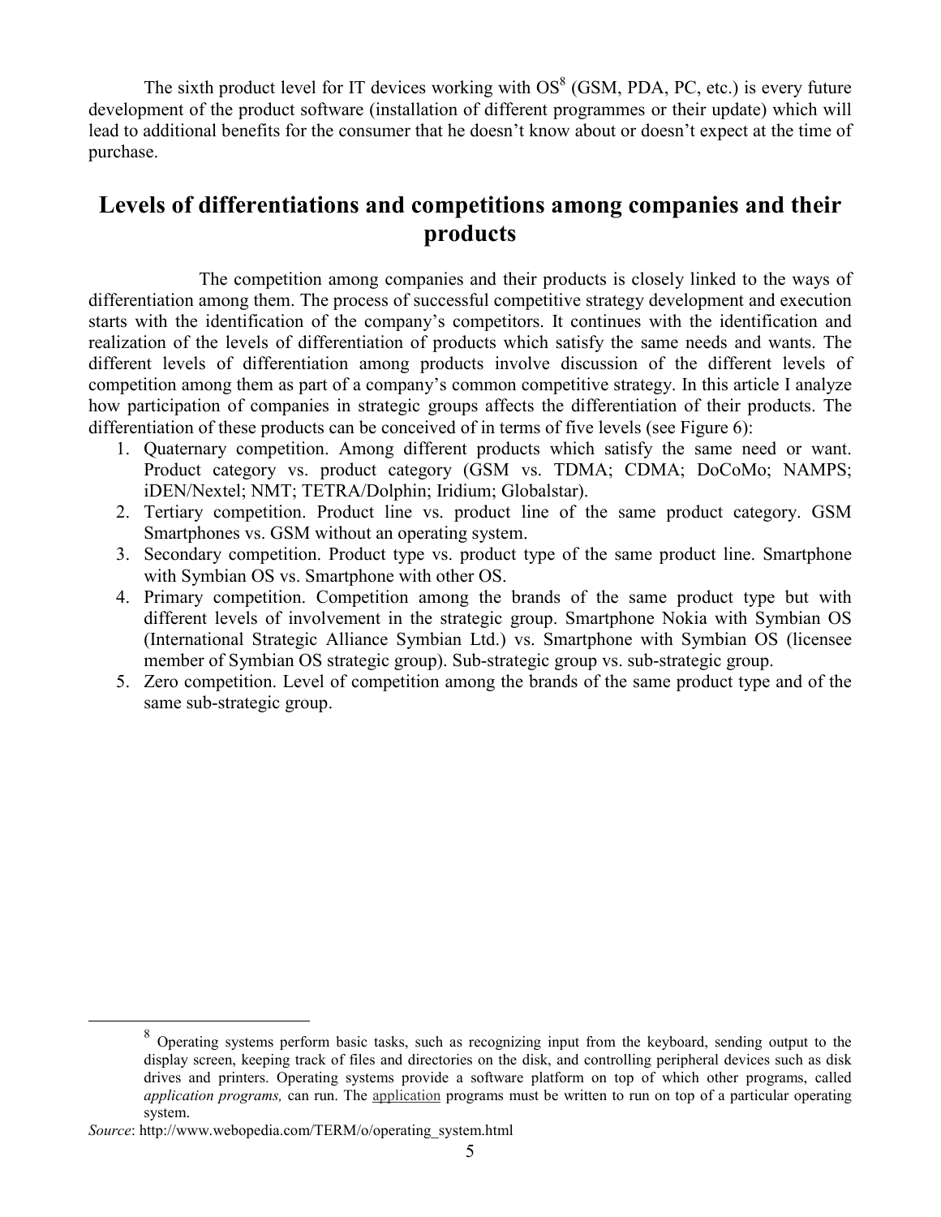The sixth product level for IT devices working with OS[8] (GSM, PDA, PC, etc.) is every future development of the product software (installation of different programmes or their update) which will lead to additional benefits for the consumer that he doesn't know about or doesn't expect at the time of purchase.

## Levels of differentiations and competitions among companies and their products

The competition among companies and their products is closely linked to the ways of differentiation among them. The process of successful competitive strategy development and execution starts with the identification of the company's competitors. It continues with the identification and realization of the levels of differentiation of products which satisfy the same needs and wants. The different levels of differentiation among products involve discussion of the different levels of competition among them as part of a company's common competitive strategy. In this article I analyze how participation of companies in strategic groups affects the differentiation of their products. The differentiation of these products can be conceived of in terms of five levels (see Figure 6):

1. Quaternary competition. Among different products which satisfy the same need or want. Product category vs. product category (GSM vs. TDMA; CDMA; DoCoMo; NAMPS; iDEN/Nextel; NMT; TETRA/Dolphin; Iridium; Globalstar).
2. Tertiary competition. Product line vs. product line of the same product category. GSM Smartphones vs. GSM without an operating system.
3. Secondary competition. Product type vs. product type of the same product line. Smartphone with Symbian OS vs. Smartphone with other OS.
4. Primary competition. Competition among the brands of the same product type but with different levels of involvement in the strategic group. Smartphone Nokia with Symbian OS (International Strategic Alliance Symbian Ltd.) vs. Smartphone with Symbian OS (licensee member of Symbian OS strategic group). Sub-strategic group vs. sub-strategic group.
5. Zero competition. Level of competition among the brands of the same product type and of the same sub-strategic group.

---

[8] Operating systems perform basic tasks, such as recognizing input from the keyboard, sending output to the display screen, keeping track of files and directories on the disk, and controlling peripheral devices such as disk drives and printers. Operating systems provide a software platform on top of which other programs, called *application programs,* can run. The application programs must be written to run on top of a particular operating system.

*Source*: http://www.webopedia.com/TERM/o/operating_system.html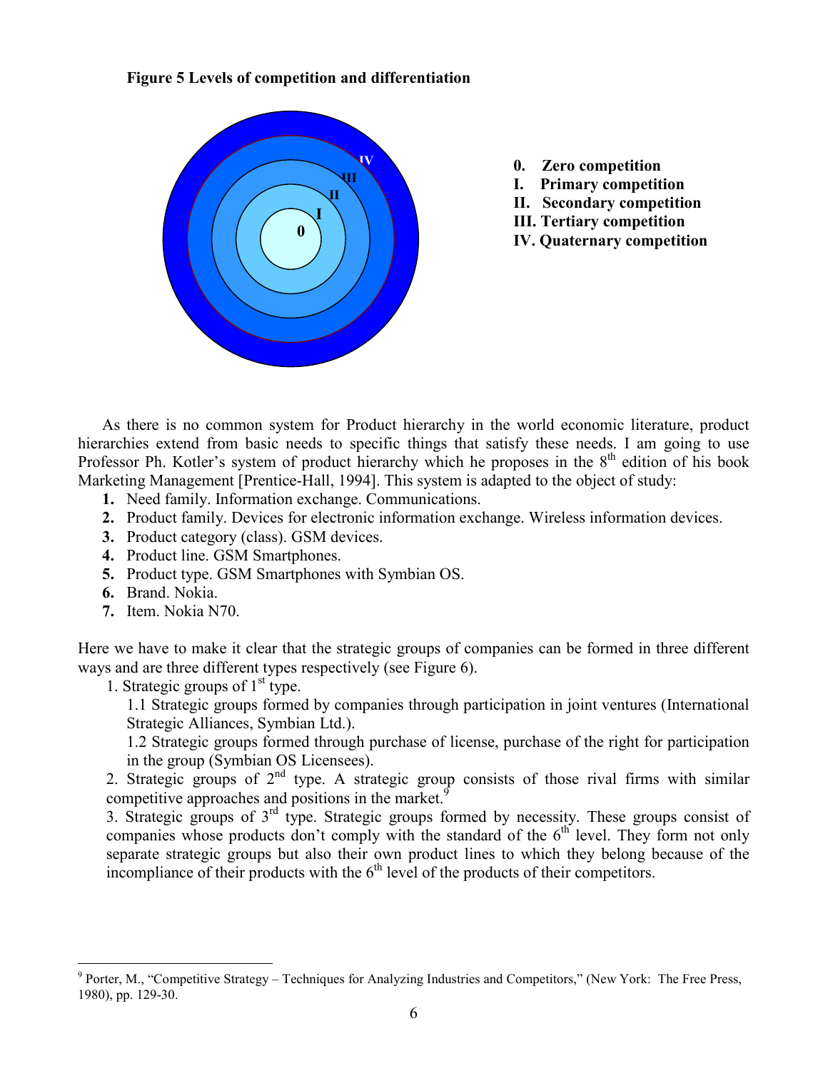**Figure 5 Levels of competition and differentiation**

0. Zero competition
I. Primary competition
II. Secondary competition
III. Tertiary competition
IV. Quaternary competition

As there is no common system for Product hierarchy in the world economic literature, product hierarchies extend from basic needs to specific things that satisfy these needs. I am going to use Professor Ph. Kotler's system of product hierarchy which he proposes in the 8th edition of his book Marketing Management [Prentice-Hall, 1994]. This system is adapted to the object of study:

1. Need family. Information exchange. Communications.
2. Product family. Devices for electronic information exchange. Wireless information devices.
3. Product category (class). GSM devices.
4. Product line. GSM Smartphones.
5. Product type. GSM Smartphones with Symbian OS.
6. Brand. Nokia.
7. Item. Nokia N70.

Here we have to make it clear that the strategic groups of companies can be formed in three different ways and are three different types respectively (see Figure 6).

1. Strategic groups of 1st type.
   1.1 Strategic groups formed by companies through participation in joint ventures (International Strategic Alliances, Symbian Ltd.).
   1.2 Strategic groups formed through purchase of license, purchase of the right for participation in the group (Symbian OS Licensees).
2. Strategic groups of 2nd type. A strategic group consists of those rival firms with similar competitive approaches and positions in the market.[9]
3. Strategic groups of 3rd type. Strategic groups formed by necessity. These groups consist of companies whose products don't comply with the standard of the 6th level. They form not only separate strategic groups but also their own product lines to which they belong because of the incompliance of their products with the 6th level of the products of their competitors.

[9] Porter, M., "Competitive Strategy – Techniques for Analyzing Industries and Competitors," (New York: The Free Press, 1980), pp. 129-30.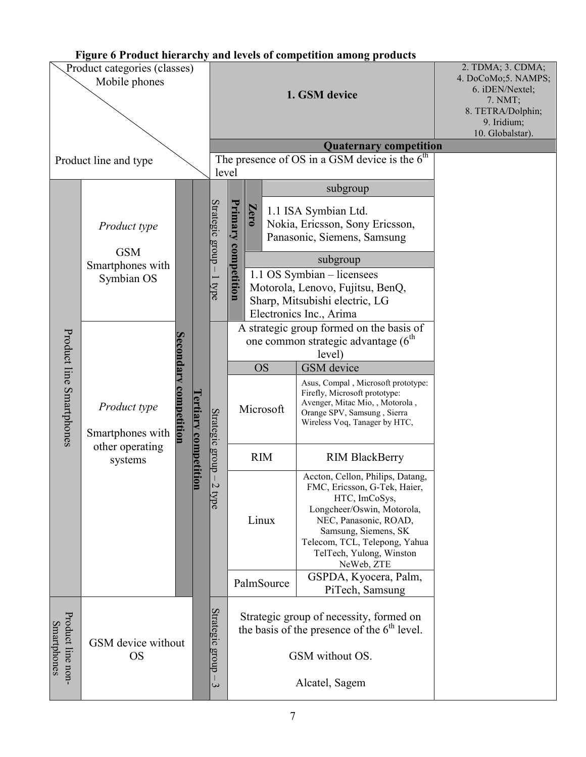**Figure 6 Product hierarchy and levels of competition among products**

| Product categories (classes) Mobile phones / Product line and type | | | | | 1. GSM device | | | 2. TDMA; 3. CDMA; 4. DoCoMo;5. NAMPS; 6. iDEN/Nextel; 7. NMT; 8. TETRA/Dolphin; 9. Iridium; 10. Globalstar). |
|---|---|---|---|---|---|---|---|---|
| | | | | | **Quaternary competition** | | | |
| | | | | | The presence of OS in a GSM device is the 6th level | | | |
| Product line Smartphones | *Product type* GSM Smartphones with Symbian OS | Secondary competition | Tertiary competition | Strategic group – 1 type | Primary competition | Zero | subgroup: 1.1 ISA Symbian Ltd. Nokia, Ericsson, Sony Ericsson, Panasonic, Siemens, Samsung | |
| | | | | | | subgroup: 1.1 OS Symbian – licensees Motorola, Lenovo, Fujitsu, BenQ, Sharp, Mitsubishi electric, LG Electronics Inc., Arima | | |
| | *Product type* Smartphones with other operating systems | | | Strategic group – 2 type | A strategic group formed on the basis of one common strategic advantage (6th level) | | | |
| | | | | | OS | GSM device | | |
| | | | | | Microsoft | Asus, Compal , Microsoft prototype: Firefly, Microsoft prototype: Avenger, Mitac Mio, , Motorola , Orange SPV, Samsung , Sierra Wireless Voq, Tanager by HTC, | | |
| | | | | | RIM | RIM BlackBerry | | |
| | | | | | Linux | Accton, Cellon, Philips, Datang, FMC, Ericsson, G-Tek, Haier, HTC, ImCoSys, Longcheer/Oswin, Motorola, NEC, Panasonic, ROAD, Samsung, Siemens, SK Telecom, TCL, Telepong, Yahua TelTech, Yulong, Winston NeWeb, ZTE | | |
| | | | | | PalmSource | GSPDA, Kyocera, Palm, PiTech, Samsung | | |
| Product line non-Smartphones | GSM device without OS | | | Strategic group – 3 | Strategic group of necessity, formed on the basis of the presence of the 6th level. GSM without OS. Alcatel, Sagem | | | |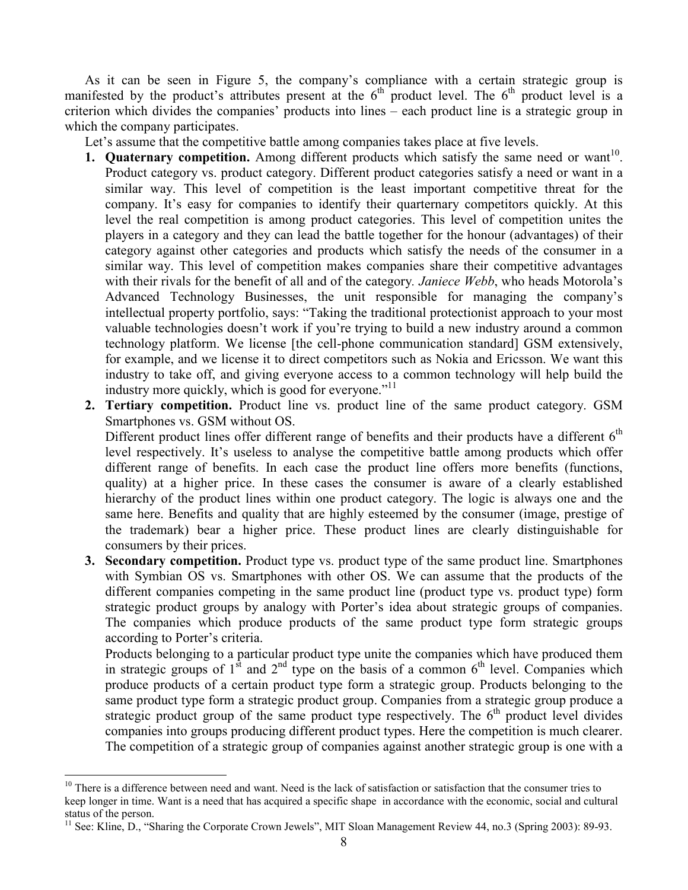As it can be seen in Figure 5, the company's compliance with a certain strategic group is manifested by the product's attributes present at the 6th product level. The 6th product level is a criterion which divides the companies' products into lines – each product line is a strategic group in which the company participates.

Let's assume that the competitive battle among companies takes place at five levels.

1. **Quaternary competition.** Among different products which satisfy the same need or want[10]. Product category vs. product category. Different product categories satisfy a need or want in a similar way. This level of competition is the least important competitive threat for the company. It's easy for companies to identify their quarternary competitors quickly. At this level the real competition is among product categories. This level of competition unites the players in a category and they can lead the battle together for the honour (advantages) of their category against other categories and products which satisfy the needs of the consumer in a similar way. This level of competition makes companies share their competitive advantages with their rivals for the benefit of all and of the category. *Janiece Webb*, who heads Motorola's Advanced Technology Businesses, the unit responsible for managing the company's intellectual property portfolio, says: "Taking the traditional protectionist approach to your most valuable technologies doesn't work if you're trying to build a new industry around a common technology platform. We license [the cell-phone communication standard] GSM extensively, for example, and we license it to direct competitors such as Nokia and Ericsson. We want this industry to take off, and giving everyone access to a common technology will help build the industry more quickly, which is good for everyone."[11]
2. **Tertiary competition.** Product line vs. product line of the same product category. GSM Smartphones vs. GSM without OS.
   Different product lines offer different range of benefits and their products have a different 6th level respectively. It's useless to analyse the competitive battle among products which offer different range of benefits. In each case the product line offers more benefits (functions, quality) at a higher price. In these cases the consumer is aware of a clearly established hierarchy of the product lines within one product category. The logic is always one and the same here. Benefits and quality that are highly esteemed by the consumer (image, prestige of the trademark) bear a higher price. These product lines are clearly distinguishable for consumers by their prices.
3. **Secondary competition.** Product type vs. product type of the same product line. Smartphones with Symbian OS vs. Smartphones with other OS. We can assume that the products of the different companies competing in the same product line (product type vs. product type) form strategic product groups by analogy with Porter's idea about strategic groups of companies. The companies which produce products of the same product type form strategic groups according to Porter's criteria.
   Products belonging to a particular product type unite the companies which have produced them in strategic groups of 1st and 2nd type on the basis of a common 6th level. Companies which produce products of a certain product type form a strategic group. Products belonging to the same product type form a strategic product group. Companies from a strategic group produce a strategic product group of the same product type respectively. The 6th product level divides companies into groups producing different product types. Here the competition is much clearer. The competition of a strategic group of companies against another strategic group is one with a

[10] There is a difference between need and want. Need is the lack of satisfaction or satisfaction that the consumer tries to keep longer in time. Want is a need that has acquired a specific shape in accordance with the economic, social and cultural status of the person.

[11] See: Kline, D., "Sharing the Corporate Crown Jewels", MIT Sloan Management Review 44, no.3 (Spring 2003): 89-93.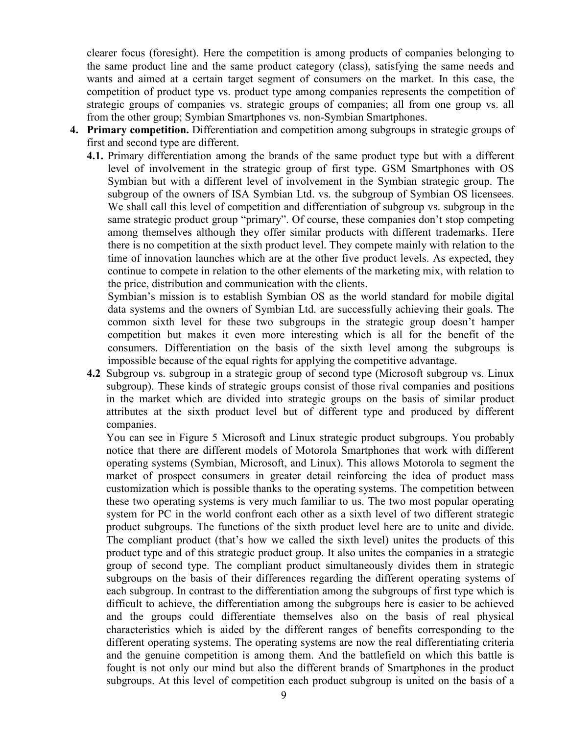clearer focus (foresight). Here the competition is among products of companies belonging to the same product line and the same product category (class), satisfying the same needs and wants and aimed at a certain target segment of consumers on the market. In this case, the competition of product type vs. product type among companies represents the competition of strategic groups of companies vs. strategic groups of companies; all from one group vs. all from the other group; Symbian Smartphones vs. non-Symbian Smartphones.

4. **Primary competition.** Differentiation and competition among subgroups in strategic groups of first and second type are different.

   **4.1.** Primary differentiation among the brands of the same product type but with a different level of involvement in the strategic group of first type. GSM Smartphones with OS Symbian but with a different level of involvement in the Symbian strategic group. The subgroup of the owners of ISA Symbian Ltd. vs. the subgroup of Symbian OS licensees. We shall call this level of competition and differentiation of subgroup vs. subgroup in the same strategic product group "primary". Of course, these companies don't stop competing among themselves although they offer similar products with different trademarks. Here there is no competition at the sixth product level. They compete mainly with relation to the time of innovation launches which are at the other five product levels. As expected, they continue to compete in relation to the other elements of the marketing mix, with relation to the price, distribution and communication with the clients.

   Symbian's mission is to establish Symbian OS as the world standard for mobile digital data systems and the owners of Symbian Ltd. are successfully achieving their goals. The common sixth level for these two subgroups in the strategic group doesn't hamper competition but makes it even more interesting which is all for the benefit of the consumers. Differentiation on the basis of the sixth level among the subgroups is impossible because of the equal rights for applying the competitive advantage.

   **4.2** Subgroup vs. subgroup in a strategic group of second type (Microsoft subgroup vs. Linux subgroup). These kinds of strategic groups consist of those rival companies and positions in the market which are divided into strategic groups on the basis of similar product attributes at the sixth product level but of different type and produced by different companies.

   You can see in Figure 5 Microsoft and Linux strategic product subgroups. You probably notice that there are different models of Motorola Smartphones that work with different operating systems (Symbian, Microsoft, and Linux). This allows Motorola to segment the market of prospect consumers in greater detail reinforcing the idea of product mass customization which is possible thanks to the operating systems. The competition between these two operating systems is very much familiar to us. The two most popular operating system for PC in the world confront each other as a sixth level of two different strategic product subgroups. The functions of the sixth product level here are to unite and divide. The compliant product (that's how we called the sixth level) unites the products of this product type and of this strategic product group. It also unites the companies in a strategic group of second type. The compliant product simultaneously divides them in strategic subgroups on the basis of their differences regarding the different operating systems of each subgroup. In contrast to the differentiation among the subgroups of first type which is difficult to achieve, the differentiation among the subgroups here is easier to be achieved and the groups could differentiate themselves also on the basis of real physical characteristics which is aided by the different ranges of benefits corresponding to the different operating systems. The operating systems are now the real differentiating criteria and the genuine competition is among them. And the battlefield on which this battle is fought is not only our mind but also the different brands of Smartphones in the product subgroups. At this level of competition each product subgroup is united on the basis of a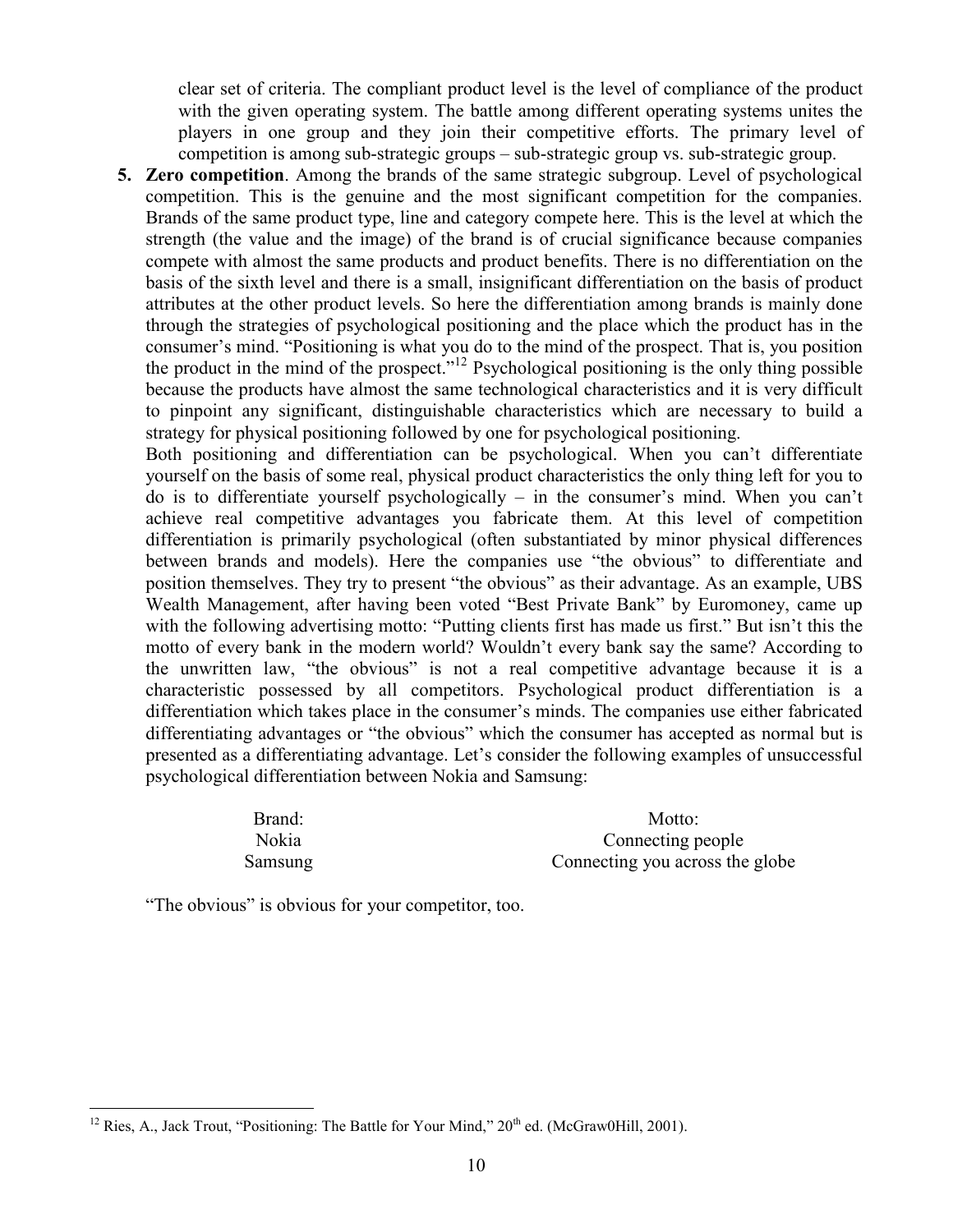clear set of criteria. The compliant product level is the level of compliance of the product with the given operating system. The battle among different operating systems unites the players in one group and they join their competitive efforts. The primary level of competition is among sub-strategic groups – sub-strategic group vs. sub-strategic group.

5. **Zero competition**. Among the brands of the same strategic subgroup. Level of psychological competition. This is the genuine and the most significant competition for the companies. Brands of the same product type, line and category compete here. This is the level at which the strength (the value and the image) of the brand is of crucial significance because companies compete with almost the same products and product benefits. There is no differentiation on the basis of the sixth level and there is a small, insignificant differentiation on the basis of product attributes at the other product levels. So here the differentiation among brands is mainly done through the strategies of psychological positioning and the place which the product has in the consumer's mind. "Positioning is what you do to the mind of the prospect. That is, you position the product in the mind of the prospect."[12] Psychological positioning is the only thing possible because the products have almost the same technological characteristics and it is very difficult to pinpoint any significant, distinguishable characteristics which are necessary to build a strategy for physical positioning followed by one for psychological positioning.

   Both positioning and differentiation can be psychological. When you can't differentiate yourself on the basis of some real, physical product characteristics the only thing left for you to do is to differentiate yourself psychologically – in the consumer's mind. When you can't achieve real competitive advantages you fabricate them. At this level of competition differentiation is primarily psychological (often substantiated by minor physical differences between brands and models). Here the companies use "the obvious" to differentiate and position themselves. They try to present "the obvious" as their advantage. As an example, UBS Wealth Management, after having been voted "Best Private Bank" by Euromoney, came up with the following advertising motto: "Putting clients first has made us first." But isn't this the motto of every bank in the modern world? Wouldn't every bank say the same? According to the unwritten law, "the obvious" is not a real competitive advantage because it is a characteristic possessed by all competitors. Psychological product differentiation is a differentiation which takes place in the consumer's minds. The companies use either fabricated differentiating advantages or "the obvious" which the consumer has accepted as normal but is presented as a differentiating advantage. Let's consider the following examples of unsuccessful psychological differentiation between Nokia and Samsung:

| Brand: | Motto: |
|---|---|
| Nokia | Connecting people |
| Samsung | Connecting you across the globe |

   "The obvious" is obvious for your competitor, too.

[12] Ries, A., Jack Trout, "Positioning: The Battle for Your Mind," 20th ed. (McGraw0Hill, 2001).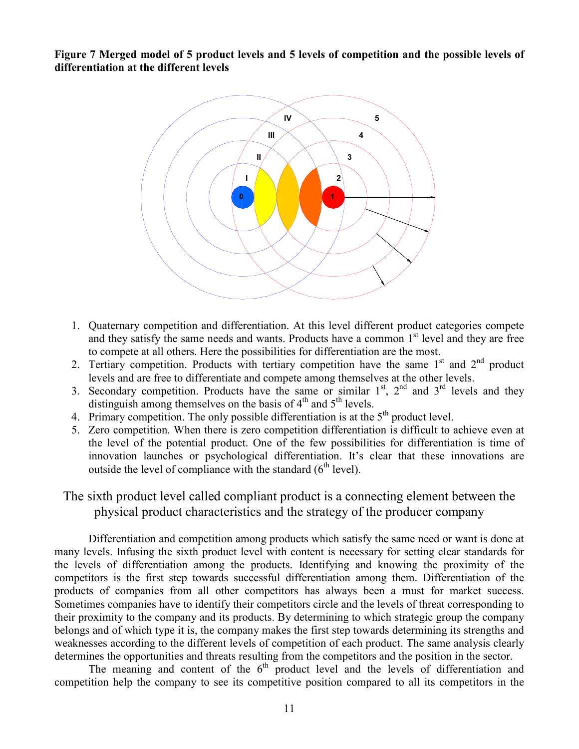**Figure 7 Merged model of 5 product levels and 5 levels of competition and the possible levels of differentiation at the different levels**

1. Quaternary competition and differentiation. At this level different product categories compete and they satisfy the same needs and wants. Products have a common 1st level and they are free to compete at all others. Here the possibilities for differentiation are the most.
2. Tertiary competition. Products with tertiary competition have the same 1st and 2nd product levels and are free to differentiate and compete among themselves at the other levels.
3. Secondary competition. Products have the same or similar 1st, 2nd and 3rd levels and they distinguish among themselves on the basis of 4th and 5th levels.
4. Primary competition. The only possible differentiation is at the 5th product level.
5. Zero competition. When there is zero competition differentiation is difficult to achieve even at the level of the potential product. One of the few possibilities for differentiation is time of innovation launches or psychological differentiation. It's clear that these innovations are outside the level of compliance with the standard (6th level).

## The sixth product level called compliant product is a connecting element between the physical product characteristics and the strategy of the producer company

Differentiation and competition among products which satisfy the same need or want is done at many levels. Infusing the sixth product level with content is necessary for setting clear standards for the levels of differentiation among the products. Identifying and knowing the proximity of the competitors is the first step towards successful differentiation among them. Differentiation of the products of companies from all other competitors has always been a must for market success. Sometimes companies have to identify their competitors circle and the levels of threat corresponding to their proximity to the company and its products. By determining to which strategic group the company belongs and of which type it is, the company makes the first step towards determining its strengths and weaknesses according to the different levels of competition of each product. The same analysis clearly determines the opportunities and threats resulting from the competitors and the position in the sector.

The meaning and content of the 6th product level and the levels of differentiation and competition help the company to see its competitive position compared to all its competitors in the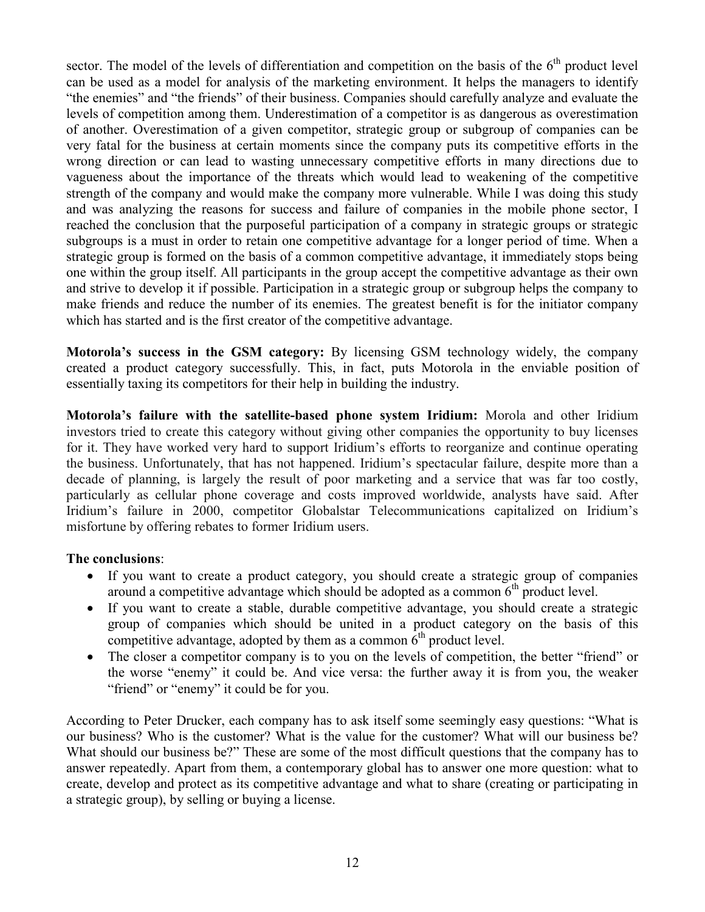sector. The model of the levels of differentiation and competition on the basis of the $6^{th}$ product level can be used as a model for analysis of the marketing environment. It helps the managers to identify "the enemies" and "the friends" of their business. Companies should carefully analyze and evaluate the levels of competition among them. Underestimation of a competitor is as dangerous as overestimation of another. Overestimation of a given competitor, strategic group or subgroup of companies can be very fatal for the business at certain moments since the company puts its competitive efforts in the wrong direction or can lead to wasting unnecessary competitive efforts in many directions due to vagueness about the importance of the threats which would lead to weakening of the competitive strength of the company and would make the company more vulnerable. While I was doing this study and was analyzing the reasons for success and failure of companies in the mobile phone sector, I reached the conclusion that the purposeful participation of a company in strategic groups or strategic subgroups is a must in order to retain one competitive advantage for a longer period of time. When a strategic group is formed on the basis of a common competitive advantage, it immediately stops being one within the group itself. All participants in the group accept the competitive advantage as their own and strive to develop it if possible. Participation in a strategic group or subgroup helps the company to make friends and reduce the number of its enemies. The greatest benefit is for the initiator company which has started and is the first creator of the competitive advantage.

**Motorola's success in the GSM category:** By licensing GSM technology widely, the company created a product category successfully. This, in fact, puts Motorola in the enviable position of essentially taxing its competitors for their help in building the industry.

**Motorola's failure with the satellite-based phone system Iridium:** Morola and other Iridium investors tried to create this category without giving other companies the opportunity to buy licenses for it. They have worked very hard to support Iridium's efforts to reorganize and continue operating the business. Unfortunately, that has not happened. Iridium's spectacular failure, despite more than a decade of planning, is largely the result of poor marketing and a service that was far too costly, particularly as cellular phone coverage and costs improved worldwide, analysts have said. After Iridium's failure in 2000, competitor Globalstar Telecommunications capitalized on Iridium's misfortune by offering rebates to former Iridium users.

**The conclusions**:

- If you want to create a product category, you should create a strategic group of companies around a competitive advantage which should be adopted as a common $6^{th}$ product level.
- If you want to create a stable, durable competitive advantage, you should create a strategic group of companies which should be united in a product category on the basis of this competitive advantage, adopted by them as a common $6^{th}$ product level.
- The closer a competitor company is to you on the levels of competition, the better "friend" or the worse "enemy" it could be. And vice versa: the further away it is from you, the weaker "friend" or "enemy" it could be for you.

According to Peter Drucker, each company has to ask itself some seemingly easy questions: "What is our business? Who is the customer? What is the value for the customer? What will our business be? What should our business be?" These are some of the most difficult questions that the company has to answer repeatedly. Apart from them, a contemporary global has to answer one more question: what to create, develop and protect as its competitive advantage and what to share (creating or participating in a strategic group), by selling or buying a license.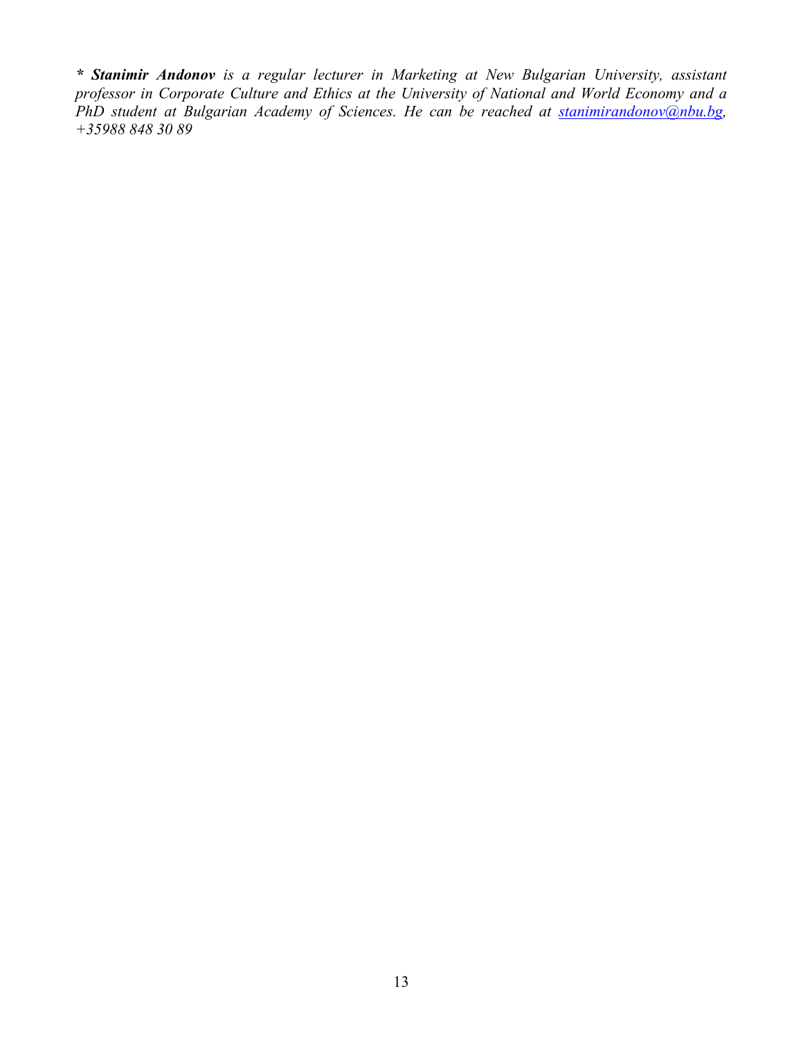*\* **Stanimir Andonov** is a regular lecturer in Marketing at New Bulgarian University, assistant professor in Corporate Culture and Ethics at the University of National and World Economy and a PhD student at Bulgarian Academy of Sciences. He can be reached at stanimirandonov@nbu.bg, +35988 848 30 89*